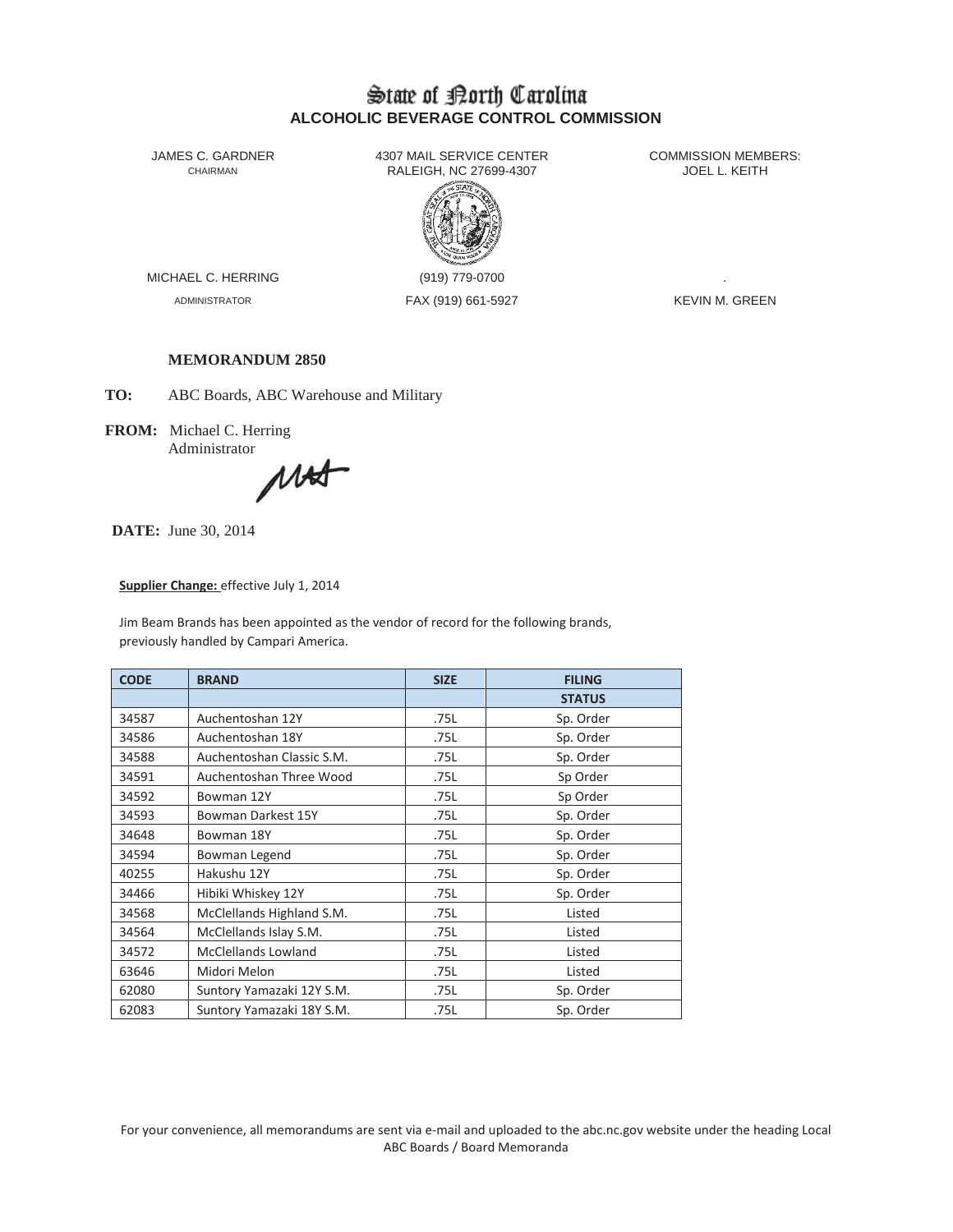# State of North Carolina
## ALCOHOLIC BEVERAGE CONTROL COMMISSION

JAMES C. GARDNER
CHAIRMAN

4307 MAIL SERVICE CENTER
RALEIGH, NC 27699-4307

COMMISSION MEMBERS:
JOEL L. KEITH
.
KEVIN M. GREEN

MICHAEL C. HERRING
ADMINISTRATOR

(919) 779-0700
FAX (919) 661-5927

**MEMORANDUM 2850**

**TO:** ABC Boards, ABC Warehouse and Military

**FROM:** Michael C. Herring
Administrator

**DATE:** June 30, 2014

**Supplier Change:** effective July 1, 2014

Jim Beam Brands has been appointed as the vendor of record for the following brands, previously handled by Campari America.

| CODE | BRAND | SIZE | FILING STATUS |
|---|---|---|---|
| 34587 | Auchentoshan 12Y | .75L | Sp. Order |
| 34586 | Auchentoshan 18Y | .75L | Sp. Order |
| 34588 | Auchentoshan Classic S.M. | .75L | Sp. Order |
| 34591 | Auchentoshan Three Wood | .75L | Sp Order |
| 34592 | Bowman 12Y | .75L | Sp Order |
| 34593 | Bowman Darkest 15Y | .75L | Sp. Order |
| 34648 | Bowman 18Y | .75L | Sp. Order |
| 34594 | Bowman Legend | .75L | Sp. Order |
| 40255 | Hakushu 12Y | .75L | Sp. Order |
| 34466 | Hibiki Whiskey 12Y | .75L | Sp. Order |
| 34568 | McClellands Highland S.M. | .75L | Listed |
| 34564 | McClellands Islay S.M. | .75L | Listed |
| 34572 | McClellands Lowland | .75L | Listed |
| 63646 | Midori Melon | .75L | Listed |
| 62080 | Suntory Yamazaki 12Y S.M. | .75L | Sp. Order |
| 62083 | Suntory Yamazaki 18Y S.M. | .75L | Sp. Order |

For your convenience, all memorandums are sent via e-mail and uploaded to the abc.nc.gov website under the heading Local ABC Boards / Board Memoranda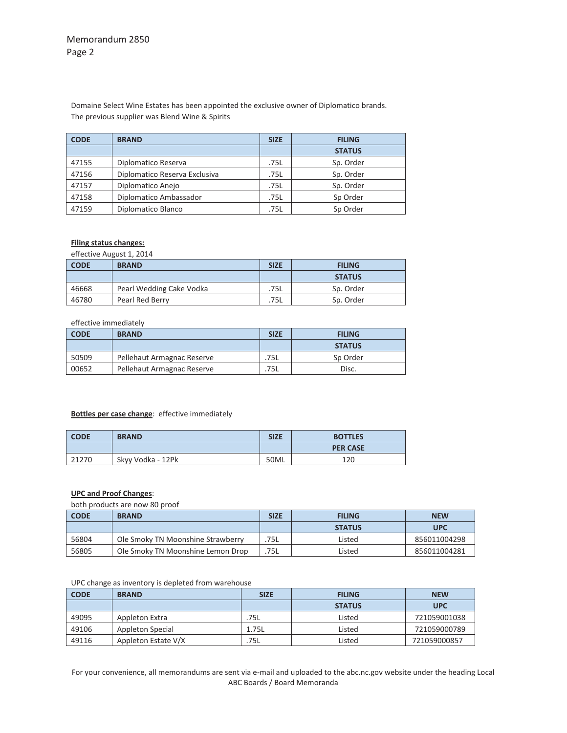Domaine Select Wine Estates has been appointed the exclusive owner of Diplomatico brands.
The previous supplier was Blend Wine & Spirits

| CODE | BRAND | SIZE | FILING |
|---|---|---|---|
| | | | STATUS |
| 47155 | Diplomatico Reserva | .75L | Sp. Order |
| 47156 | Diplomatico Reserva Exclusiva | .75L | Sp. Order |
| 47157 | Diplomatico Anejo | .75L | Sp. Order |
| 47158 | Diplomatico Ambassador | .75L | Sp Order |
| 47159 | Diplomatico Blanco | .75L | Sp Order |

**Filing status changes:**

effective August 1, 2014

| CODE | BRAND | SIZE | FILING |
|---|---|---|---|
| | | | STATUS |
| 46668 | Pearl Wedding Cake Vodka | .75L | Sp. Order |
| 46780 | Pearl Red Berry | .75L | Sp. Order |

effective immediately

| CODE | BRAND | SIZE | FILING |
|---|---|---|---|
| | | | STATUS |
| 50509 | Pellehaut Armagnac Reserve | .75L | Sp Order |
| 00652 | Pellehaut Armagnac Reserve | .75L | Disc. |

**Bottles per case change**: effective immediately

| CODE | BRAND | SIZE | BOTTLES |
|---|---|---|---|
| | | | PER CASE |
| 21270 | Skyy Vodka - 12Pk | 50ML | 120 |

**UPC and Proof Changes**:

both products are now 80 proof

| CODE | BRAND | SIZE | FILING | NEW |
|---|---|---|---|---|
| | | | STATUS | UPC |
| 56804 | Ole Smoky TN Moonshine Strawberry | .75L | Listed | 856011004298 |
| 56805 | Ole Smoky TN Moonshine Lemon Drop | .75L | Listed | 856011004281 |

UPC change as inventory is depleted from warehouse

| CODE | BRAND | SIZE | FILING | NEW |
|---|---|---|---|---|
| | | | STATUS | UPC |
| 49095 | Appleton Extra | .75L | Listed | 721059001038 |
| 49106 | Appleton Special | 1.75L | Listed | 721059000789 |
| 49116 | Appleton Estate V/X | .75L | Listed | 721059000857 |

For your convenience, all memorandums are sent via e-mail and uploaded to the abc.nc.gov website under the heading Local ABC Boards / Board Memoranda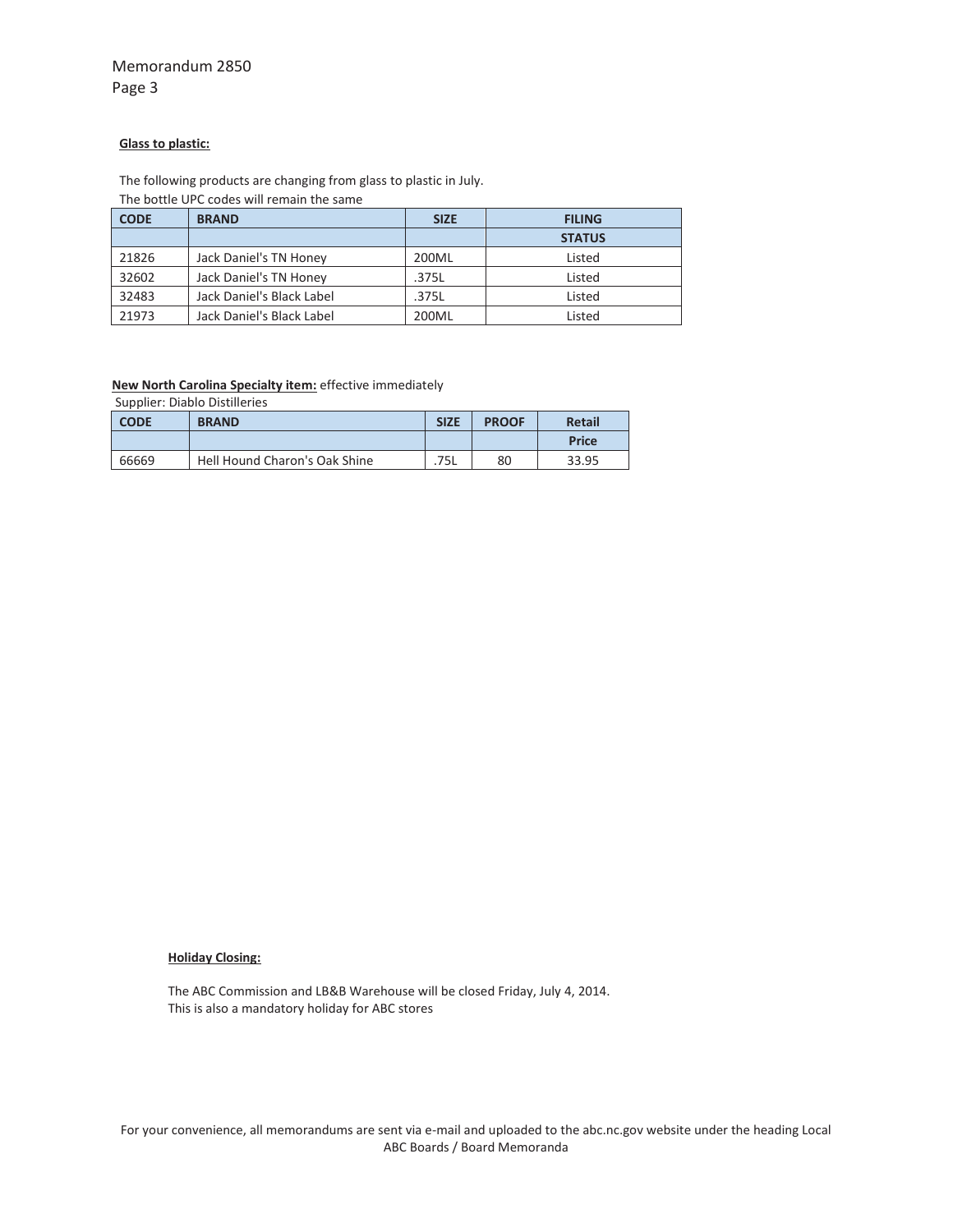**Glass to plastic:**

The following products are changing from glass to plastic in July.
The bottle UPC codes will remain the same

| CODE | BRAND | SIZE | FILING |
|---|---|---|---|
| | | | STATUS |
| 21826 | Jack Daniel's TN Honey | 200ML | Listed |
| 32602 | Jack Daniel's TN Honey | .375L | Listed |
| 32483 | Jack Daniel's Black Label | .375L | Listed |
| 21973 | Jack Daniel's Black Label | 200ML | Listed |

**New North Carolina Specialty item:** effective immediately

Supplier: Diablo Distilleries

| CODE | BRAND | SIZE | PROOF | Retail |
|---|---|---|---|---|
| | | | | Price |
| 66669 | Hell Hound Charon's Oak Shine | .75L | 80 | 33.95 |

**Holiday Closing:**

The ABC Commission and LB&B Warehouse will be closed Friday, July 4, 2014.
This is also a mandatory holiday for ABC stores

For your convenience, all memorandums are sent via e-mail and uploaded to the abc.nc.gov website under the heading Local ABC Boards / Board Memoranda